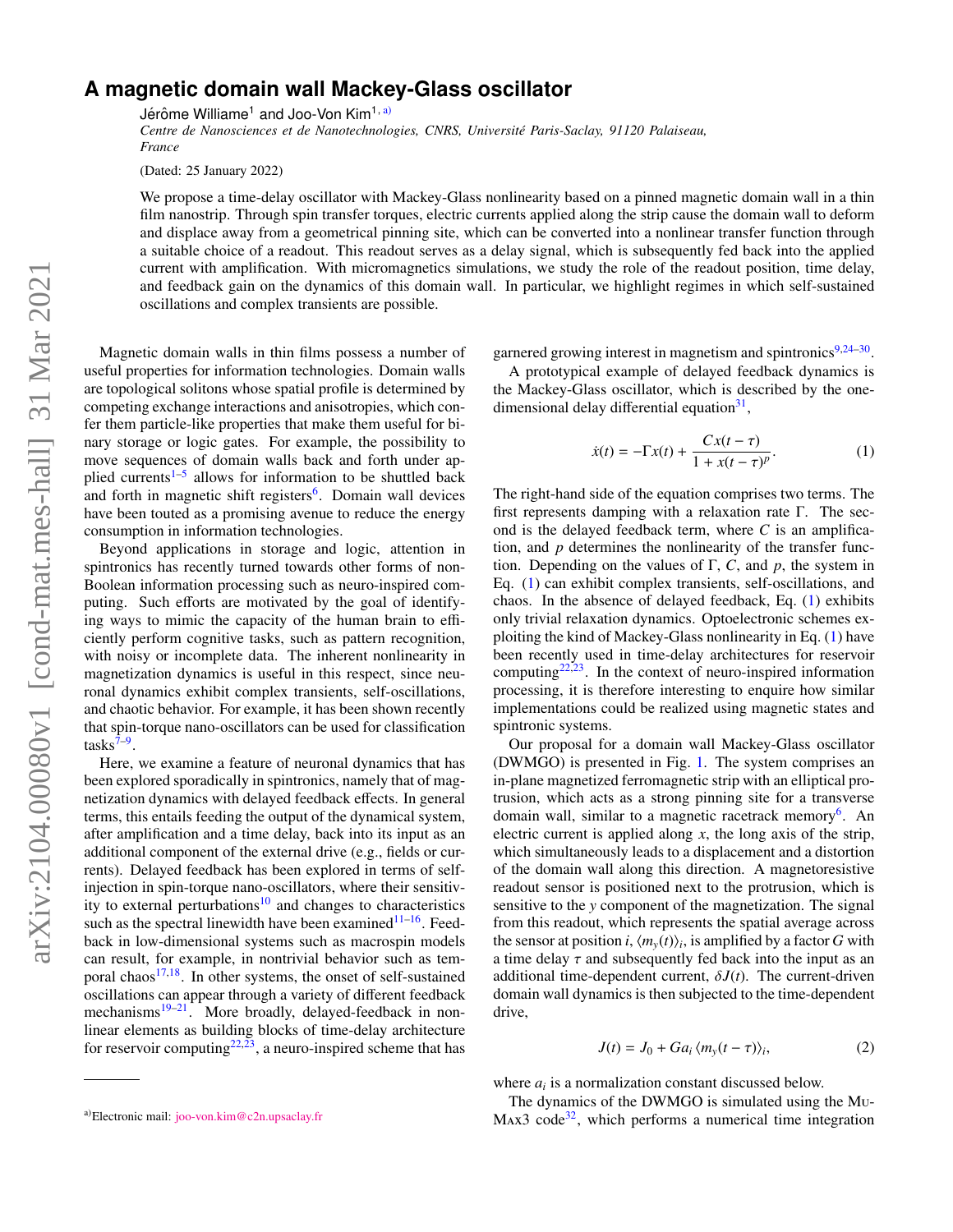# A magnetic domain wall Mackey-Glass oscillator

Jérôme Williame[1] and Joo-Von Kim[1, a)]

*Centre de Nanosciences et de Nanotechnologies, CNRS, Université Paris-Saclay, 91120 Palaiseau, France*

(Dated: 25 January 2022)

We propose a time-delay oscillator with Mackey-Glass nonlinearity based on a pinned magnetic domain wall in a thin film nanostrip. Through spin transfer torques, electric currents applied along the strip cause the domain wall to deform and displace away from a geometrical pinning site, which can be converted into a nonlinear transfer function through a suitable choice of a readout. This readout serves as a delay signal, which is subsequently fed back into the applied current with amplification. With micromagnetics simulations, we study the role of the readout position, time delay, and feedback gain on the dynamics of this domain wall. In particular, we highlight regimes in which self-sustained oscillations and complex transients are possible.

Magnetic domain walls in thin films possess a number of useful properties for information technologies. Domain walls are topological solitons whose spatial profile is determined by competing exchange interactions and anisotropies, which confer them particle-like properties that make them useful for binary storage or logic gates. For example, the possibility to move sequences of domain walls back and forth under applied currents[1–5] allows for information to be shuttled back and forth in magnetic shift registers[6]. Domain wall devices have been touted as a promising avenue to reduce the energy consumption in information technologies.

Beyond applications in storage and logic, attention in spintronics has recently turned towards other forms of non-Boolean information processing such as neuro-inspired computing. Such efforts are motivated by the goal of identifying ways to mimic the capacity of the human brain to efficiently perform cognitive tasks, such as pattern recognition, with noisy or incomplete data. The inherent nonlinearity in magnetization dynamics is useful in this respect, since neuronal dynamics exhibit complex transients, self-oscillations, and chaotic behavior. For example, it has been shown recently that spin-torque nano-oscillators can be used for classification tasks[7–9].

Here, we examine a feature of neuronal dynamics that has been explored sporadically in spintronics, namely that of magnetization dynamics with delayed feedback effects. In general terms, this entails feeding the output of the dynamical system, after amplification and a time delay, back into its input as an additional component of the external drive (e.g., fields or currents). Delayed feedback has been explored in terms of self-injection in spin-torque nano-oscillators, where their sensitivity to external perturbations[10] and changes to characteristics such as the spectral linewidth have been examined[11–16]. Feedback in low-dimensional systems such as macrospin models can result, for example, in nontrivial behavior such as temporal chaos[17,18]. In other systems, the onset of self-sustained oscillations can appear through a variety of different feedback mechanisms[19–21]. More broadly, delayed-feedback in nonlinear elements as building blocks of time-delay architecture for reservoir computing[22,23], a neuro-inspired scheme that has garnered growing interest in magnetism and spintronics[9,24–30].

A prototypical example of delayed feedback dynamics is the Mackey-Glass oscillator, which is described by the one-dimensional delay differential equation[31],

$$\dot{x}(t) = -\Gamma x(t) + \frac{C x(t-\tau)}{1 + x(t-\tau)^p}. \quad (1)$$

The right-hand side of the equation comprises two terms. The first represents damping with a relaxation rate $\Gamma$. The second is the delayed feedback term, where $C$ is an amplification, and $p$ determines the nonlinearity of the transfer function. Depending on the values of $\Gamma$, $C$, and $p$, the system in Eq. (1) can exhibit complex transients, self-oscillations, and chaos. In the absence of delayed feedback, Eq. (1) exhibits only trivial relaxation dynamics. Optoelectronic schemes exploiting the kind of Mackey-Glass nonlinearity in Eq. (1) have been recently used in time-delay architectures for reservoir computing[22,23]. In the context of neuro-inspired information processing, it is therefore interesting to enquire how similar implementations could be realized using magnetic states and spintronic systems.

Our proposal for a domain wall Mackey-Glass oscillator (DWMGO) is presented in Fig. 1. The system comprises an in-plane magnetized ferromagnetic strip with an elliptical protrusion, which acts as a strong pinning site for a transverse domain wall, similar to a magnetic racetrack memory[6]. An electric current is applied along $x$, the long axis of the strip, which simultaneously leads to a displacement and a distortion of the domain wall along this direction. A magnetoresistive readout sensor is positioned next to the protrusion, which is sensitive to the $y$ component of the magnetization. The signal from this readout, which represents the spatial average across the sensor at position $i$, $\langle m_y(t)\rangle_i$, is amplified by a factor $G$ with a time delay $\tau$ and subsequently fed back into the input as an additional time-dependent current, $\delta J(t)$. The current-driven domain wall dynamics is then subjected to the time-dependent drive,

$$J(t) = J_0 + G a_i \langle m_y(t-\tau)\rangle_i, \quad (2)$$

where $a_i$ is a normalization constant discussed below.

The dynamics of the DWMGO is simulated using the MuMax3 code[32], which performs a numerical time integration

[a)] Electronic mail: joo-von.kim@c2n.upsaclay.fr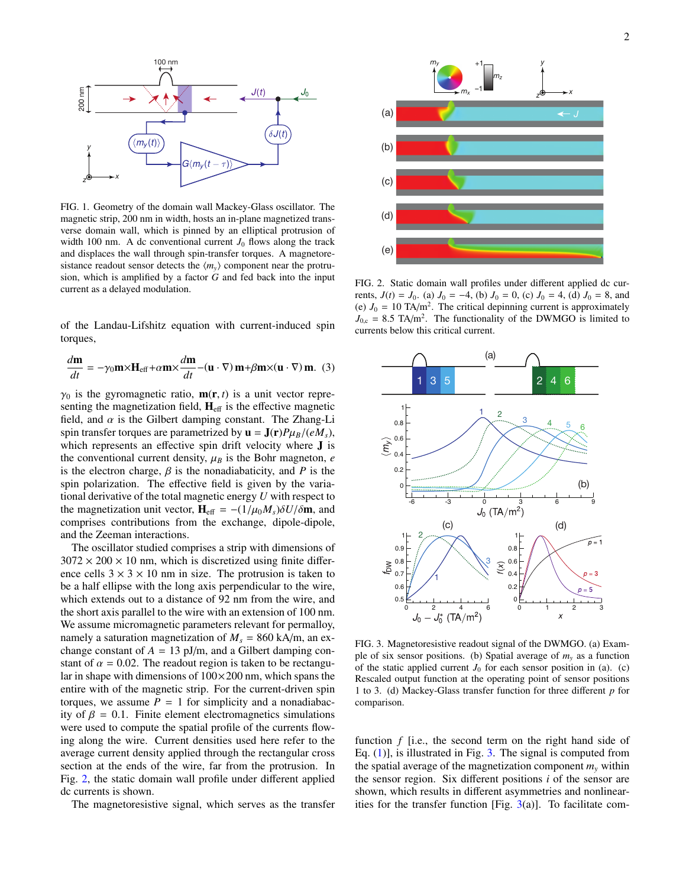FIG. 1. Geometry of the domain wall Mackey-Glass oscillator. The magnetic strip, 200 nm in width, hosts an in-plane magnetized transverse domain wall, which is pinned by an elliptical protrusion of width 100 nm. A dc conventional current $J_0$ flows along the track and displaces the wall through spin-transfer torques. A magnetoresistance readout sensor detects the $\langle m_y \rangle$ component near the protrusion, which is amplified by a factor $G$ and fed back into the input current as a delayed modulation.

of the Landau-Lifshitz equation with current-induced spin torques,

$$\frac{d\mathbf{m}}{dt} = -\gamma_0 \mathbf{m}\times\mathbf{H}_{\mathrm{eff}} + \alpha\mathbf{m}\times\frac{d\mathbf{m}}{dt} - (\mathbf{u}\cdot\nabla)\,\mathbf{m} + \beta\mathbf{m}\times(\mathbf{u}\cdot\nabla)\,\mathbf{m}. \quad (3)$$

$\gamma_0$ is the gyromagnetic ratio, $\mathbf{m}(\mathbf{r},t)$ is a unit vector representing the magnetization field, $\mathbf{H}_{\mathrm{eff}}$ is the effective magnetic field, and $\alpha$ is the Gilbert damping constant. The Zhang-Li spin transfer torques are parametrized by $\mathbf{u} = \mathbf{J}(\mathbf{r})P\mu_B/(eM_s)$, which represents an effective spin drift velocity where $\mathbf{J}$ is the conventional current density, $\mu_B$ is the Bohr magneton, $e$ is the electron charge, $\beta$ is the nonadiabaticity, and $P$ is the spin polarization. The effective field is given by the variational derivative of the total magnetic energy $U$ with respect to the magnetization unit vector, $\mathbf{H}_{\mathrm{eff}} = -(1/\mu_0 M_s)\delta U/\delta\mathbf{m}$, and comprises contributions from the exchange, dipole-dipole, and the Zeeman interactions.

The oscillator studied comprises a strip with dimensions of $3072 \times 200 \times 10$ nm, which is discretized using finite difference cells $3 \times 3 \times 10$ nm in size. The protrusion is taken to be a half ellipse with the long axis perpendicular to the wire, which extends out to a distance of 92 nm from the wire, and the short axis parallel to the wire with an extension of 100 nm. We assume micromagnetic parameters relevant for permalloy, namely a saturation magnetization of $M_s = 860$ kA/m, an exchange constant of $A = 13$ pJ/m, and a Gilbert damping constant of $\alpha = 0.02$. The readout region is taken to be rectangular in shape with dimensions of $100\times200$ nm, which spans the entire with of the magnetic strip. For the current-driven spin torques, we assume $P = 1$ for simplicity and a nonadiabacity of $\beta = 0.1$. Finite element electromagnetics simulations were used to compute the spatial profile of the currents flowing along the wire. Current densities used here refer to the average current density applied through the rectangular cross section at the ends of the wire, far from the protrusion. In Fig. 2, the static domain wall profile under different applied dc currents is shown.

The magnetoresistive signal, which serves as the transfer

FIG. 2. Static domain wall profiles under different applied dc currents, $J(t) = J_0$. (a) $J_0 = -4$, (b) $J_0 = 0$, (c) $J_0 = 4$, (d) $J_0 = 8$, and (e) $J_0 = 10$ TA/m$^2$. The critical depinning current is approximately $J_{0,c} = 8.5$ TA/m$^2$. The functionality of the DWMGO is limited to currents below this critical current.

FIG. 3. Magnetoresistive readout signal of the DWMGO. (a) Example of six sensor positions. (b) Spatial average of $m_y$ as a function of the static applied current $J_0$ for each sensor position in (a). (c) Rescaled output function at the operating point of sensor positions 1 to 3. (d) Mackey-Glass transfer function for three different $p$ for comparison.

function $f$ [i.e., the second term on the right hand side of Eq. (1)], is illustrated in Fig. 3. The signal is computed from the spatial average of the magnetization component $m_y$ within the sensor region. Six different positions $i$ of the sensor are shown, which results in different asymmetries and nonlinearities for the transfer function [Fig. 3(a)]. To facilitate com-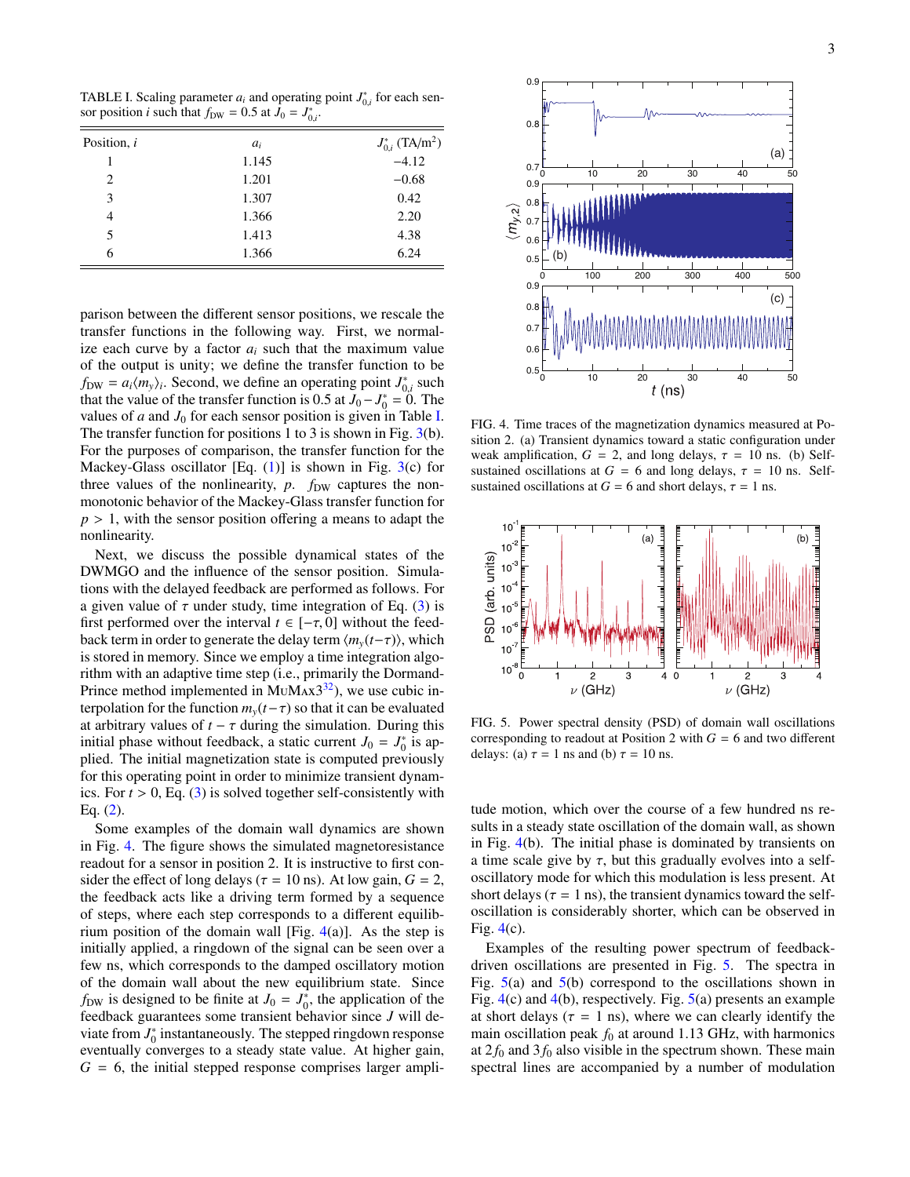TABLE I. Scaling parameter $a_i$ and operating point $J^*_{0,i}$ for each sensor position $i$ such that $f_{\rm DW} = 0.5$ at $J_0 = J^*_{0,i}$.

| Position, $i$ | $a_i$ | $J^*_{0,i}$ (TA/m$^2$) |
|---|---|---|
| 1 | 1.145 | −4.12 |
| 2 | 1.201 | −0.68 |
| 3 | 1.307 | 0.42 |
| 4 | 1.366 | 2.20 |
| 5 | 1.413 | 4.38 |
| 6 | 1.366 | 6.24 |

parison between the different sensor positions, we rescale the transfer functions in the following way. First, we normalize each curve by a factor $a_i$ such that the maximum value of the output is unity; we define the transfer function to be $f_{\rm DW} = a_i \langle m_y \rangle_i$. Second, we define an operating point $J^*_{0,i}$ such that the value of the transfer function is 0.5 at $J_0 - J^*_0 = 0$. The values of $a$ and $J_0$ for each sensor position is given in Table I. The transfer function for positions 1 to 3 is shown in Fig. 3(b). For the purposes of comparison, the transfer function for the Mackey-Glass oscillator [Eq. (1)] is shown in Fig. 3(c) for three values of the nonlinearity, $p$. $f_{\rm DW}$ captures the non-monotonic behavior of the Mackey-Glass transfer function for $p > 1$, with the sensor position offering a means to adapt the nonlinearity.

Next, we discuss the possible dynamical states of the DWMGO and the influence of the sensor position. Simulations with the delayed feedback are performed as follows. For a given value of $\tau$ under study, time integration of Eq. (3) is first performed over the interval $t \in [-\tau, 0]$ without the feedback term in order to generate the delay term $\langle m_y(t-\tau)\rangle$, which is stored in memory. Since we employ a time integration algorithm with an adaptive time step (i.e., primarily the Dormand-Prince method implemented in MuMax3[32]), we use cubic interpolation for the function $m_y(t-\tau)$ so that it can be evaluated at arbitrary values of $t-\tau$ during the simulation. During this initial phase without feedback, a static current $J_0 = J^*_0$ is applied. The initial magnetization state is computed previously for this operating point in order to minimize transient dynamics. For $t > 0$, Eq. (3) is solved together self-consistently with Eq. (2).

Some examples of the domain wall dynamics are shown in Fig. 4. The figure shows the simulated magnetoresistance readout for a sensor in position 2. It is instructive to first consider the effect of long delays ($\tau = 10$ ns). At low gain, $G = 2$, the feedback acts like a driving term formed by a sequence of steps, where each step corresponds to a different equilibrium position of the domain wall [Fig. 4(a)]. As the step is initially applied, a ringdown of the signal can be seen over a few ns, which corresponds to the damped oscillatory motion of the domain wall about the new equilibrium state. Since $f_{\rm DW}$ is designed to be finite at $J_0 = J^*_0$, the application of the feedback guarantees some transient behavior since $J$ will deviate from $J^*_0$ instantaneously. The stepped ringdown response eventually converges to a steady state value. At higher gain, $G = 6$, the initial stepped response comprises larger amplitude motion, which over the course of a few hundred ns results in a steady state oscillation of the domain wall, as shown in Fig. 4(b). The initial phase is dominated by transients on a time scale give by $\tau$, but this gradually evolves into a self-oscillatory mode for which this modulation is less present. At short delays ($\tau = 1$ ns), the transient dynamics toward the self-oscillation is considerably shorter, which can be observed in Fig. 4(c).

FIG. 4. Time traces of the magnetization dynamics measured at Position 2. (a) Transient dynamics toward a static configuration under weak amplification, $G = 2$, and long delays, $\tau = 10$ ns. (b) Self-sustained oscillations at $G = 6$ and long delays, $\tau = 10$ ns. Self-sustained oscillations at $G = 6$ and short delays, $\tau = 1$ ns.

FIG. 5. Power spectral density (PSD) of domain wall oscillations corresponding to readout at Position 2 with $G = 6$ and two different delays: (a) $\tau = 1$ ns and (b) $\tau = 10$ ns.

Examples of the resulting power spectrum of feedback-driven oscillations are presented in Fig. 5. The spectra in Fig. 5(a) and 5(b) correspond to the oscillations shown in Fig. 4(c) and 4(b), respectively. Fig. 5(a) presents an example at short delays ($\tau = 1$ ns), where we can clearly identify the main oscillation peak $f_0$ at around 1.13 GHz, with harmonics at $2f_0$ and $3f_0$ also visible in the spectrum shown. These main spectral lines are accompanied by a number of modulation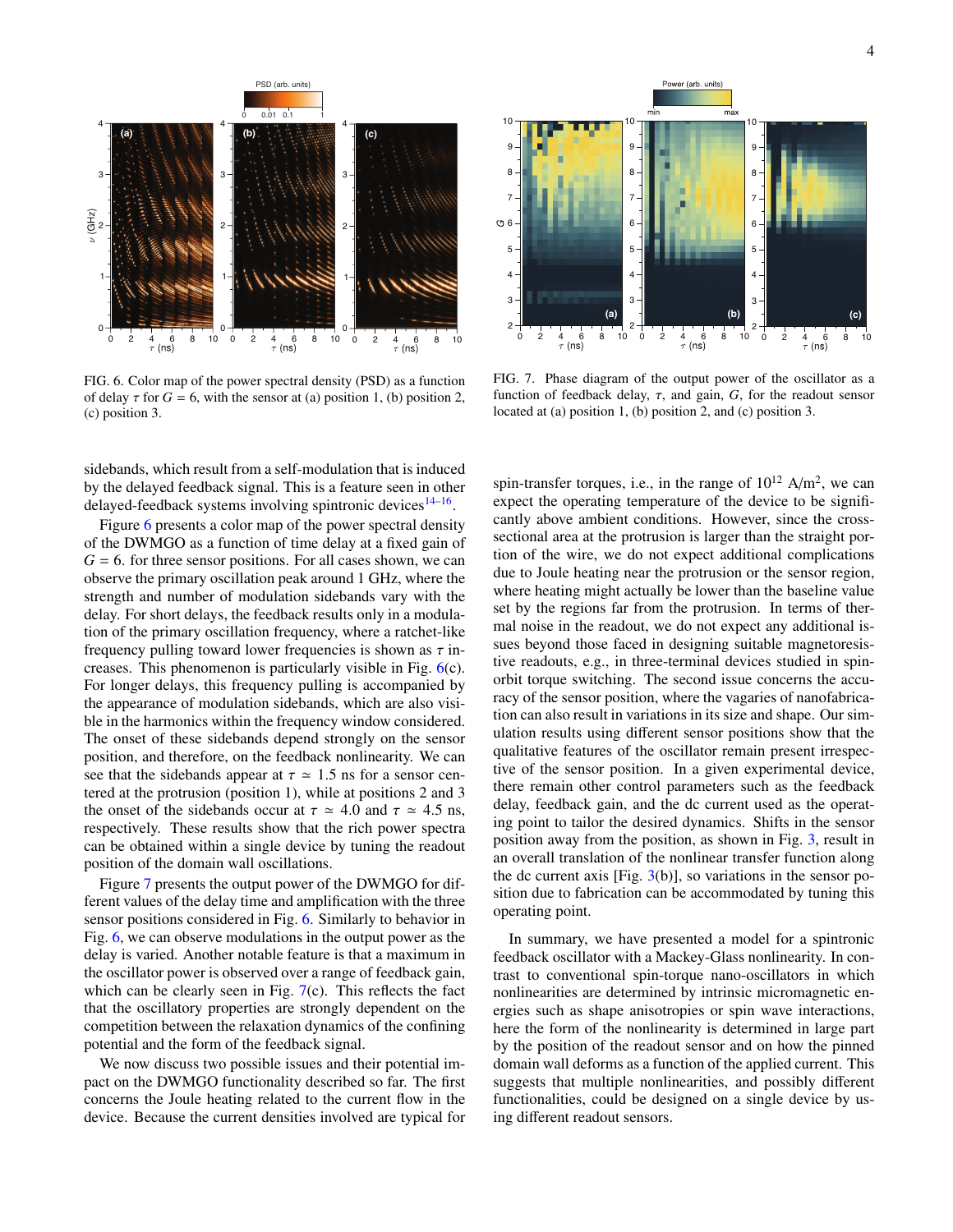FIG. 6. Color map of the power spectral density (PSD) as a function of delay $\tau$ for $G = 6$, with the sensor at (a) position 1, (b) position 2, (c) position 3.

FIG. 7. Phase diagram of the output power of the oscillator as a function of feedback delay, $\tau$, and gain, $G$, for the readout sensor located at (a) position 1, (b) position 2, and (c) position 3.

sidebands, which result from a self-modulation that is induced by the delayed feedback signal. This is a feature seen in other delayed-feedback systems involving spintronic devices[14–16].

Figure 6 presents a color map of the power spectral density of the DWMGO as a function of time delay at a fixed gain of $G = 6$. for three sensor positions. For all cases shown, we can observe the primary oscillation peak around 1 GHz, where the strength and number of modulation sidebands vary with the delay. For short delays, the feedback results only in a modulation of the primary oscillation frequency, where a ratchet-like frequency pulling toward lower frequencies is shown as $\tau$ increases. This phenomenon is particularly visible in Fig. 6(c). For longer delays, this frequency pulling is accompanied by the appearance of modulation sidebands, which are also visible in the harmonics within the frequency window considered. The onset of these sidebands depend strongly on the sensor position, and therefore, on the feedback nonlinearity. We can see that the sidebands appear at $\tau \simeq 1.5$ ns for a sensor centered at the protrusion (position 1), while at positions 2 and 3 the onset of the sidebands occur at $\tau \simeq 4.0$ and $\tau \simeq 4.5$ ns, respectively. These results show that the rich power spectra can be obtained within a single device by tuning the readout position of the domain wall oscillations.

Figure 7 presents the output power of the DWMGO for different values of the delay time and amplification with the three sensor positions considered in Fig. 6. Similarly to behavior in Fig. 6, we can observe modulations in the output power as the delay is varied. Another notable feature is that a maximum in the oscillator power is observed over a range of feedback gain, which can be clearly seen in Fig. 7(c). This reflects the fact that the oscillatory properties are strongly dependent on the competition between the relaxation dynamics of the confining potential and the form of the feedback signal.

We now discuss two possible issues and their potential impact on the DWMGO functionality described so far. The first concerns the Joule heating related to the current flow in the device. Because the current densities involved are typical for spin-transfer torques, i.e., in the range of $10^{12}$ A/m$^2$, we can expect the operating temperature of the device to be significantly above ambient conditions. However, since the cross-sectional area at the protrusion is larger than the straight portion of the wire, we do not expect additional complications due to Joule heating near the protrusion or the sensor region, where heating might actually be lower than the baseline value set by the regions far from the protrusion. In terms of thermal noise in the readout, we do not expect any additional issues beyond those faced in designing suitable magnetoresistive readouts, e.g., in three-terminal devices studied in spin-orbit torque switching. The second issue concerns the accuracy of the sensor position, where the vagaries of nanofabrication can also result in variations in its size and shape. Our simulation results using different sensor positions show that the qualitative features of the oscillator remain present irrespective of the sensor position. In a given experimental device, there remain other control parameters such as the feedback delay, feedback gain, and the dc current used as the operating point to tailor the desired dynamics. Shifts in the sensor position away from the position, as shown in Fig. 3, result in an overall translation of the nonlinear transfer function along the dc current axis [Fig. 3(b)], so variations in the sensor position due to fabrication can be accommodated by tuning this operating point.

In summary, we have presented a model for a spintronic feedback oscillator with a Mackey-Glass nonlinearity. In contrast to conventional spin-torque nano-oscillators in which nonlinearities are determined by intrinsic micromagnetic energies such as shape anisotropies or spin wave interactions, here the form of the nonlinearity is determined in large part by the position of the readout sensor and on how the pinned domain wall deforms as a function of the applied current. This suggests that multiple nonlinearities, and possibly different functionalities, could be designed on a single device by using different readout sensors.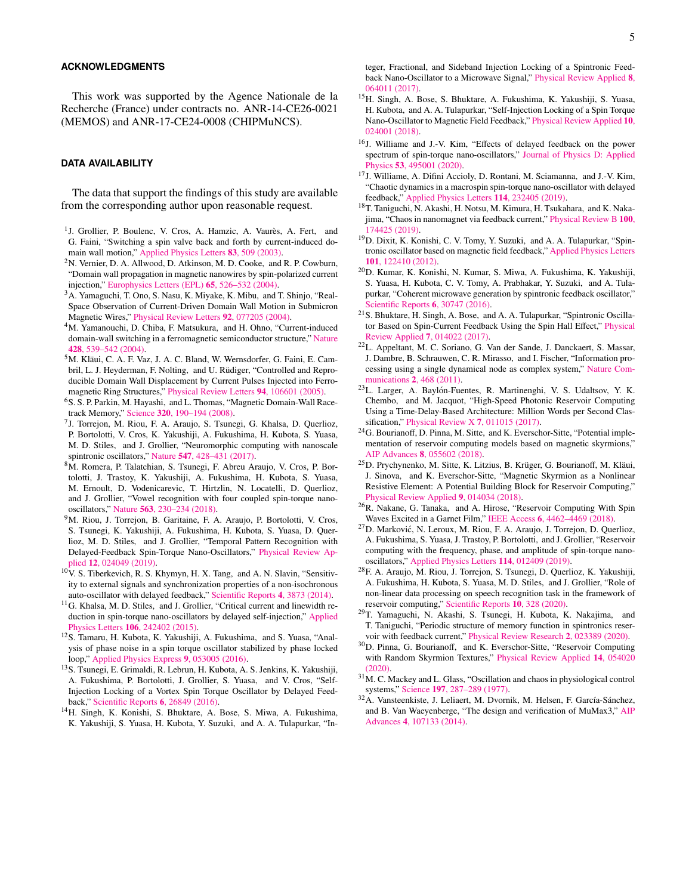## ACKNOWLEDGMENTS

This work was supported by the Agence Nationale de la Recherche (France) under contracts no. ANR-14-CE26-0021 (MEMOS) and ANR-17-CE24-0008 (CHIPMuNCS).

## DATA AVAILABILITY

The data that support the findings of this study are available from the corresponding author upon reasonable request.

[1] J. Grollier, P. Boulenc, V. Cros, A. Hamzic, A. Vaurès, A. Fert, and G. Faini, "Switching a spin valve back and forth by current-induced domain wall motion," Applied Physics Letters **83**, 509 (2003).

[2] N. Vernier, D. A. Allwood, D. Atkinson, M. D. Cooke, and R. P. Cowburn, "Domain wall propagation in magnetic nanowires by spin-polarized current injection," Europhysics Letters (EPL) **65**, 526–532 (2004).

[3] A. Yamaguchi, T. Ono, S. Nasu, K. Miyake, K. Mibu, and T. Shinjo, "Real-Space Observation of Current-Driven Domain Wall Motion in Submicron Magnetic Wires," Physical Review Letters **92**, 077205 (2004).

[4] M. Yamanouchi, D. Chiba, F. Matsukura, and H. Ohno, "Current-induced domain-wall switching in a ferromagnetic semiconductor structure," Nature **428**, 539–542 (2004).

[5] M. Kläui, C. A. F. Vaz, J. A. C. Bland, W. Wernsdorfer, G. Faini, E. Cambril, L. J. Heyderman, F. Nolting, and U. Rüdiger, "Controlled and Reproducible Domain Wall Displacement by Current Pulses Injected into Ferromagnetic Ring Structures," Physical Review Letters **94**, 106601 (2005).

[6] S. S. P. Parkin, M. Hayashi, and L. Thomas, "Magnetic Domain-Wall Racetrack Memory," Science **320**, 190–194 (2008).

[7] J. Torrejon, M. Riou, F. A. Araujo, S. Tsunegi, G. Khalsa, D. Querlioz, P. Bortolotti, V. Cros, K. Yakushiji, A. Fukushima, H. Kubota, S. Yuasa, M. D. Stiles, and J. Grollier, "Neuromorphic computing with nanoscale spintronic oscillators," Nature **547**, 428–431 (2017).

[8] M. Romera, P. Talatchian, S. Tsunegi, F. Abreu Araujo, V. Cros, P. Bortolotti, J. Trastoy, K. Yakushiji, A. Fukushima, H. Kubota, S. Yuasa, M. Ernoult, D. Vodenicarevic, T. Hirtzlin, N. Locatelli, D. Querlioz, and J. Grollier, "Vowel recognition with four coupled spin-torque nano-oscillators," Nature **563**, 230–234 (2018).

[9] M. Riou, J. Torrejon, B. Garitaine, F. A. Araujo, P. Bortolotti, V. Cros, S. Tsunegi, K. Yakushiji, A. Fukushima, H. Kubota, S. Yuasa, D. Querlioz, M. D. Stiles, and J. Grollier, "Temporal Pattern Recognition with Delayed-Feedback Spin-Torque Nano-Oscillators," Physical Review Applied **12**, 024049 (2019).

[10] V. S. Tiberkevich, R. S. Khymyn, H. X. Tang, and A. N. Slavin, "Sensitivity to external signals and synchronization properties of a non-isochronous auto-oscillator with delayed feedback," Scientific Reports **4**, 3873 (2014).

[11] G. Khalsa, M. D. Stiles, and J. Grollier, "Critical current and linewidth reduction in spin-torque nano-oscillators by delayed self-injection," Applied Physics Letters **106**, 242402 (2015).

[12] S. Tamaru, H. Kubota, K. Yakushiji, A. Fukushima, and S. Yuasa, "Analysis of phase noise in a spin torque oscillator stabilized by phase locked loop," Applied Physics Express **9**, 053005 (2016).

[13] S. Tsunegi, E. Grimaldi, R. Lebrun, H. Kubota, A. S. Jenkins, K. Yakushiji, A. Fukushima, P. Bortolotti, J. Grollier, S. Yuasa, and V. Cros, "Self-Injection Locking of a Vortex Spin Torque Oscillator by Delayed Feedback," Scientific Reports **6**, 26849 (2016).

[14] H. Singh, K. Konishi, S. Bhuktare, A. Bose, S. Miwa, A. Fukushima, K. Yakushiji, S. Yuasa, H. Kubota, Y. Suzuki, and A. A. Tulapurkar, "Integer, Fractional, and Sideband Injection Locking of a Spintronic Feedback Nano-Oscillator to a Microwave Signal," Physical Review Applied **8**, 064011 (2017).

[15] H. Singh, A. Bose, S. Bhuktare, A. Fukushima, K. Yakushiji, S. Yuasa, H. Kubota, and A. A. Tulapurkar, "Self-Injection Locking of a Spin Torque Nano-Oscillator to Magnetic Field Feedback," Physical Review Applied **10**, 024001 (2018).

[16] J. Williame and J.-V. Kim, "Effects of delayed feedback on the power spectrum of spin-torque nano-oscillators," Journal of Physics D: Applied Physics **53**, 495001 (2020).

[17] J. Williame, A. Difini Accioly, D. Rontani, M. Sciamanna, and J.-V. Kim, "Chaotic dynamics in a macrospin spin-torque nano-oscillator with delayed feedback," Applied Physics Letters **114**, 232405 (2019).

[18] T. Taniguchi, N. Akashi, H. Notsu, M. Kimura, H. Tsukahara, and K. Nakajima, "Chaos in nanomagnet via feedback current," Physical Review B **100**, 174425 (2019).

[19] D. Dixit, K. Konishi, C. V. Tomy, Y. Suzuki, and A. A. Tulapurkar, "Spintronic oscillator based on magnetic field feedback," Applied Physics Letters **101**, 122410 (2012).

[20] D. Kumar, K. Konishi, N. Kumar, S. Miwa, A. Fukushima, K. Yakushiji, S. Yuasa, H. Kubota, C. V. Tomy, A. Prabhakar, Y. Suzuki, and A. Tulapurkar, "Coherent microwave generation by spintronic feedback oscillator," Scientific Reports **6**, 30747 (2016).

[21] S. Bhuktare, H. Singh, A. Bose, and A. A. Tulapurkar, "Spintronic Oscillator Based on Spin-Current Feedback Using the Spin Hall Effect," Physical Review Applied **7**, 014022 (2017).

[22] L. Appeltant, M. C. Soriano, G. Van der Sande, J. Danckaert, S. Massar, J. Dambre, B. Schrauwen, C. R. Mirasso, and I. Fischer, "Information processing using a single dynamical node as complex system," Nature Communications **2**, 468 (2011).

[23] L. Larger, A. Baylón-Fuentes, R. Martinenghi, V. S. Udaltsov, Y. K. Chembo, and M. Jacquot, "High-Speed Photonic Reservoir Computing Using a Time-Delay-Based Architecture: Million Words per Second Classification," Physical Review X **7**, 011015 (2017).

[24] G. Bourianoff, D. Pinna, M. Sitte, and K. Everschor-Sitte, "Potential implementation of reservoir computing models based on magnetic skyrmions," AIP Advances **8**, 055602 (2018).

[25] D. Prychynenko, M. Sitte, K. Litzius, B. Krüger, G. Bourianoff, M. Kläui, J. Sinova, and K. Everschor-Sitte, "Magnetic Skyrmion as a Nonlinear Resistive Element: A Potential Building Block for Reservoir Computing," Physical Review Applied **9**, 014034 (2018).

[26] R. Nakane, G. Tanaka, and A. Hirose, "Reservoir Computing With Spin Waves Excited in a Garnet Film," IEEE Access **6**, 4462–4469 (2018).

[27] D. Marković, N. Leroux, M. Riou, F. A. Araujo, J. Torrejon, D. Querlioz, A. Fukushima, S. Yuasa, J. Trastoy, P. Bortolotti, and J. Grollier, "Reservoir computing with the frequency, phase, and amplitude of spin-torque nano-oscillators," Applied Physics Letters **114**, 012409 (2019).

[28] F. A. Araujo, M. Riou, J. Torrejon, S. Tsunegi, D. Querlioz, K. Yakushiji, A. Fukushima, H. Kubota, S. Yuasa, M. D. Stiles, and J. Grollier, "Role of non-linear data processing on speech recognition task in the framework of reservoir computing," Scientific Reports **10**, 328 (2020).

[29] T. Yamaguchi, N. Akashi, S. Tsunegi, H. Kubota, K. Nakajima, and T. Taniguchi, "Periodic structure of memory function in spintronics reservoir with feedback current," Physical Review Research **2**, 023389 (2020).

[30] D. Pinna, G. Bourianoff, and K. Everschor-Sitte, "Reservoir Computing with Random Skyrmion Textures," Physical Review Applied **14**, 054020 (2020).

[31] M. C. Mackey and L. Glass, "Oscillation and chaos in physiological control systems," Science **197**, 287–289 (1977).

[32] A. Vansteenkiste, J. Leliaert, M. Dvornik, M. Helsen, F. García-Sánchez, and B. Van Waeyenberge, "The design and verification of MuMax3," AIP Advances **4**, 107133 (2014).